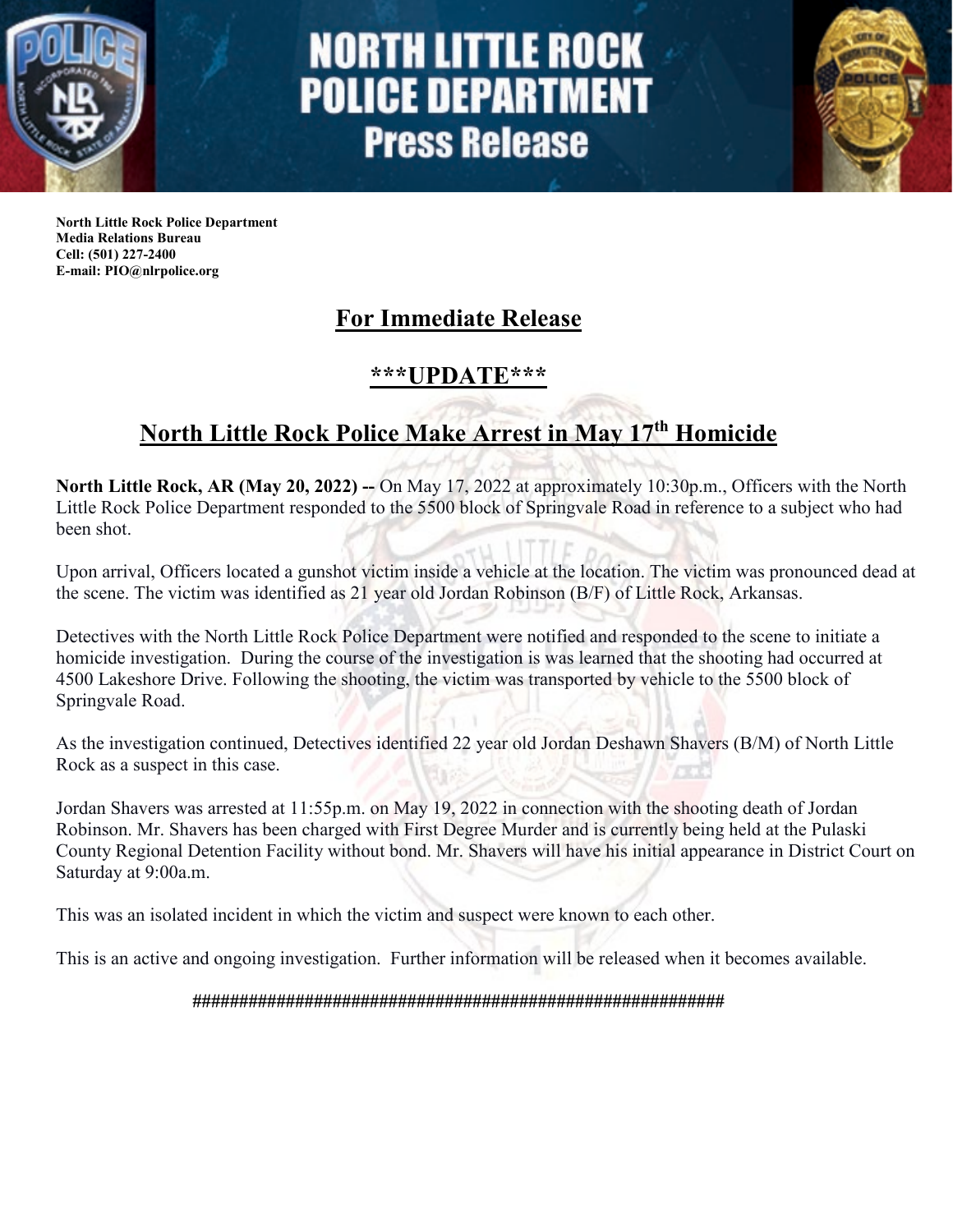# NORTH LITTLE ROCK POLICE DEPARTMENT
## Press Release

**North Little Rock Police Department**
**Media Relations Bureau**
**Cell: (501) 227-2400**
**E-mail: PIO@nlrpolice.org**

## For Immediate Release

## ***UPDATE***

## North Little Rock Police Make Arrest in May 17th Homicide

**North Little Rock, AR (May 20, 2022) --** On May 17, 2022 at approximately 10:30p.m., Officers with the North Little Rock Police Department responded to the 5500 block of Springvale Road in reference to a subject who had been shot.

Upon arrival, Officers located a gunshot victim inside a vehicle at the location. The victim was pronounced dead at the scene. The victim was identified as 21 year old Jordan Robinson (B/F) of Little Rock, Arkansas.

Detectives with the North Little Rock Police Department were notified and responded to the scene to initiate a homicide investigation. During the course of the investigation is was learned that the shooting had occurred at 4500 Lakeshore Drive. Following the shooting, the victim was transported by vehicle to the 5500 block of Springvale Road.

As the investigation continued, Detectives identified 22 year old Jordan Deshawn Shavers (B/M) of North Little Rock as a suspect in this case.

Jordan Shavers was arrested at 11:55p.m. on May 19, 2022 in connection with the shooting death of Jordan Robinson. Mr. Shavers has been charged with First Degree Murder and is currently being held at the Pulaski County Regional Detention Facility without bond. Mr. Shavers will have his initial appearance in District Court on Saturday at 9:00a.m.

This was an isolated incident in which the victim and suspect were known to each other.

This is an active and ongoing investigation. Further information will be released when it becomes available.

##########################################################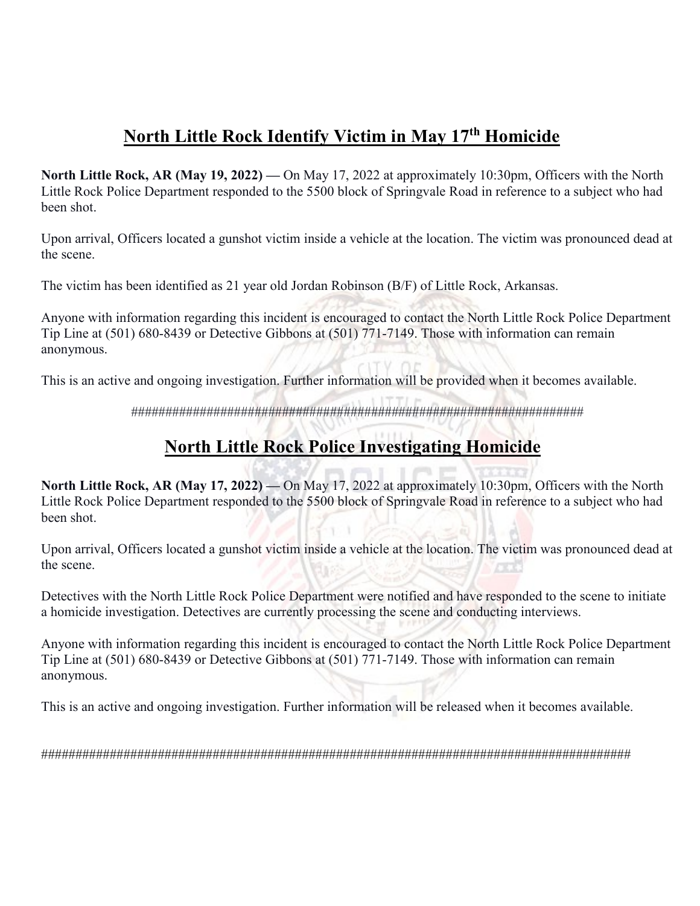## North Little Rock Identify Victim in May 17th Homicide

**North Little Rock, AR (May 19, 2022) —** On May 17, 2022 at approximately 10:30pm, Officers with the North Little Rock Police Department responded to the 5500 block of Springvale Road in reference to a subject who had been shot.

Upon arrival, Officers located a gunshot victim inside a vehicle at the location. The victim was pronounced dead at the scene.

The victim has been identified as 21 year old Jordan Robinson (B/F) of Little Rock, Arkansas.

Anyone with information regarding this incident is encouraged to contact the North Little Rock Police Department Tip Line at (501) 680-8439 or Detective Gibbons at (501) 771-7149. Those with information can remain anonymous.

This is an active and ongoing investigation. Further information will be provided when it becomes available.

######################################################################

## North Little Rock Police Investigating Homicide

**North Little Rock, AR (May 17, 2022) —** On May 17, 2022 at approximately 10:30pm, Officers with the North Little Rock Police Department responded to the 5500 block of Springvale Road in reference to a subject who had been shot.

Upon arrival, Officers located a gunshot victim inside a vehicle at the location. The victim was pronounced dead at the scene.

Detectives with the North Little Rock Police Department were notified and have responded to the scene to initiate a homicide investigation. Detectives are currently processing the scene and conducting interviews.

Anyone with information regarding this incident is encouraged to contact the North Little Rock Police Department Tip Line at (501) 680-8439 or Detective Gibbons at (501) 771-7149. Those with information can remain anonymous.

This is an active and ongoing investigation. Further information will be released when it becomes available.

############################################################################################